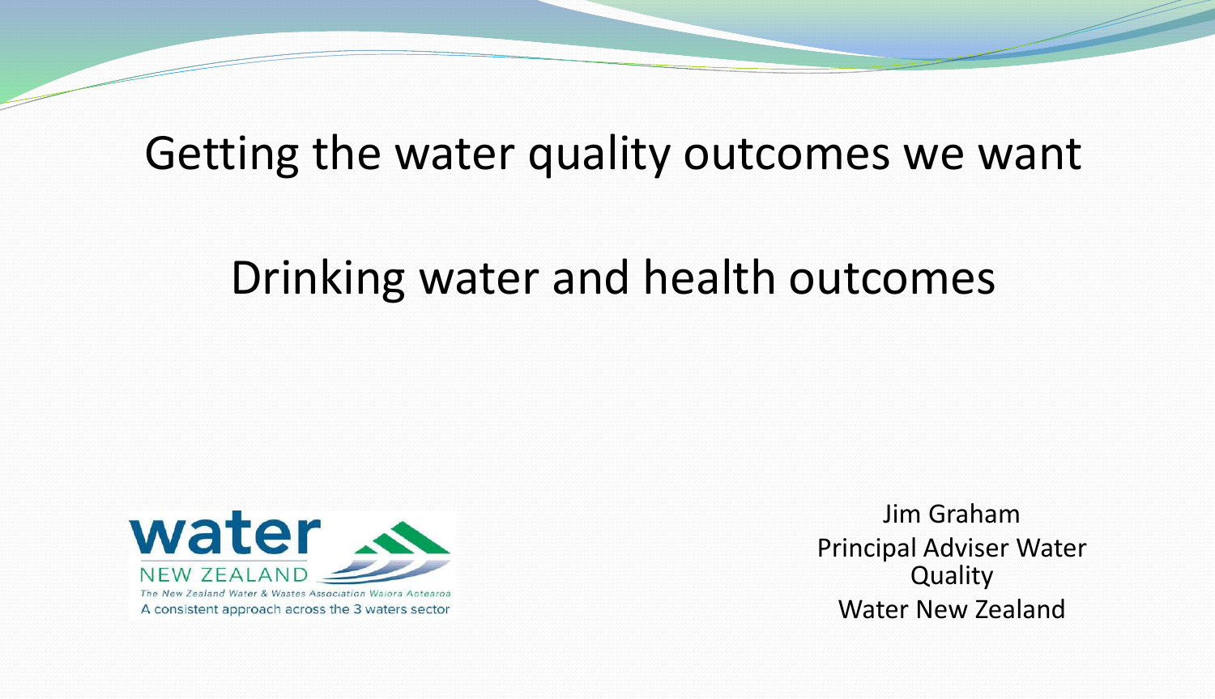# Getting the water quality outcomes we want

## Drinking water and health outcomes

water NEW ZEALAND

*The New Zealand Water & Wastes Association Waiora Aotearoa*

A consistent approach across the 3 waters sector

Jim Graham
Principal Adviser Water Quality
Water New Zealand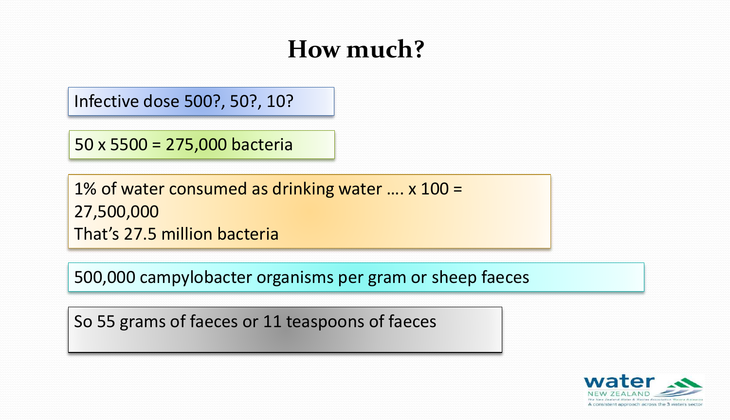# How much?

Infective dose 500?, 50?, 10?

50 x 5500 = 275,000 bacteria

1% of water consumed as drinking water …. x 100 = 27,500,000
That's 27.5 million bacteria

500,000 campylobacter organisms per gram or sheep faeces

So 55 grams of faeces or 11 teaspoons of faeces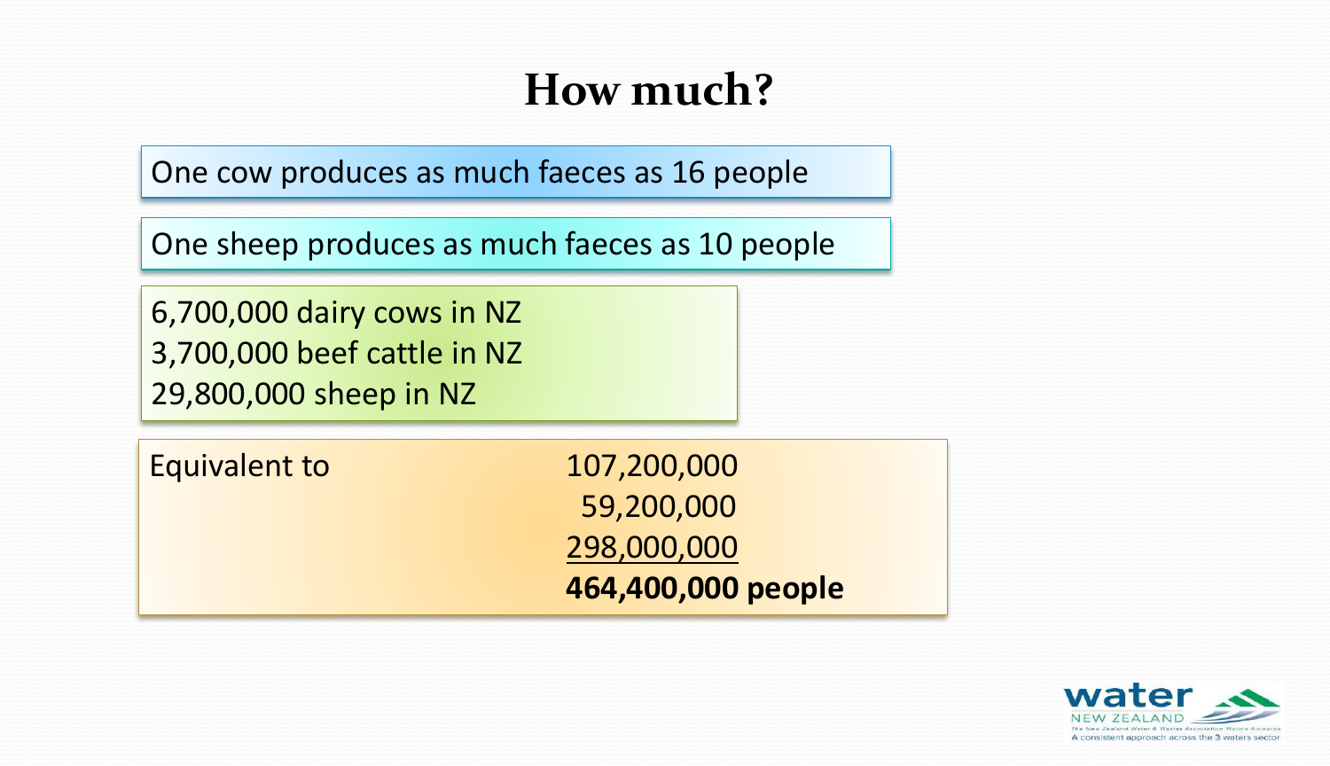# How much?

One cow produces as much faeces as 16 people

One sheep produces as much faeces as 10 people

6,700,000 dairy cows in NZ
3,700,000 beef cattle in NZ
29,800,000 sheep in NZ

| Equivalent to | 107,200,000 |
|---|---|
| | 59,200,000 |
| | 298,000,000 |
| | **464,400,000 people** |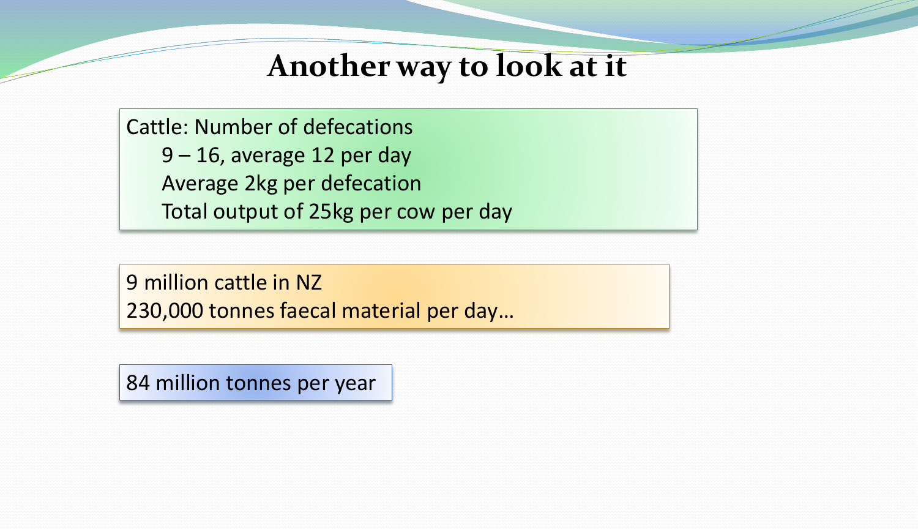# Another way to look at it

Cattle: Number of defecations

- 9 – 16, average 12 per day
- Average 2kg per defecation
- Total output of 25kg per cow per day

9 million cattle in NZ

230,000 tonnes faecal material per day…

84 million tonnes per year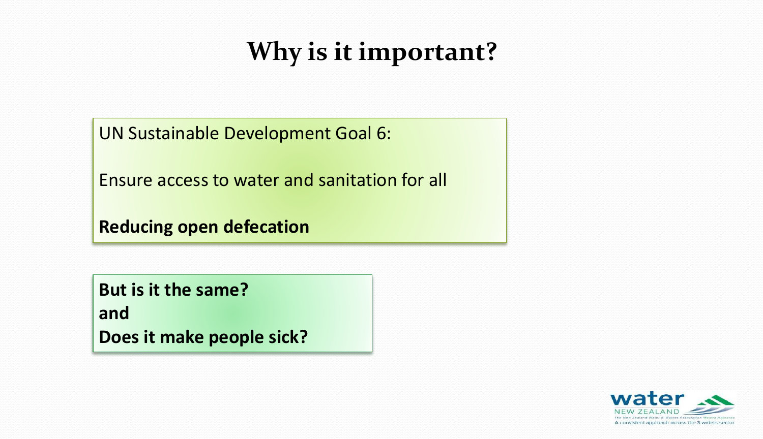# Why is it important?

UN Sustainable Development Goal 6:

Ensure access to water and sanitation for all

**Reducing open defecation**

**But is it the same?**
**and**
**Does it make people sick?**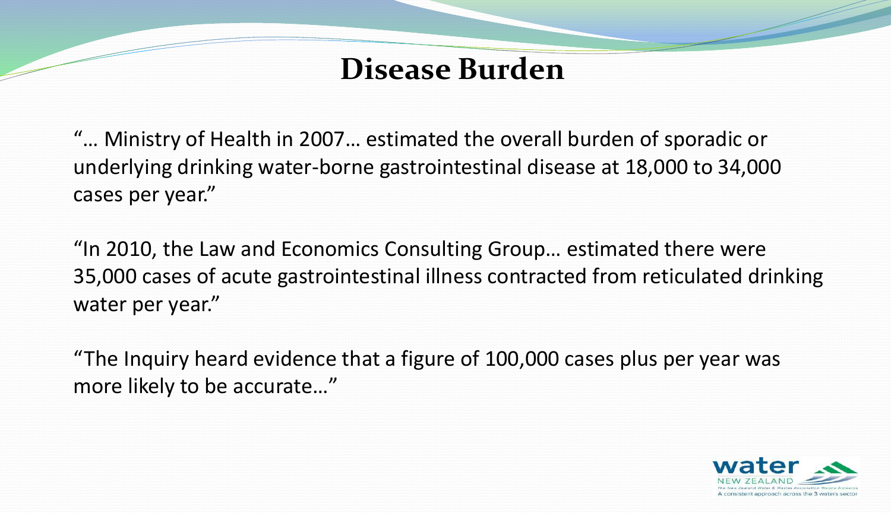# Disease Burden

"… Ministry of Health in 2007… estimated the overall burden of sporadic or underlying drinking water-borne gastrointestinal disease at 18,000 to 34,000 cases per year."

"In 2010, the Law and Economics Consulting Group… estimated there were 35,000 cases of acute gastrointestinal illness contracted from reticulated drinking water per year."

"The Inquiry heard evidence that a figure of 100,000 cases plus per year was more likely to be accurate…"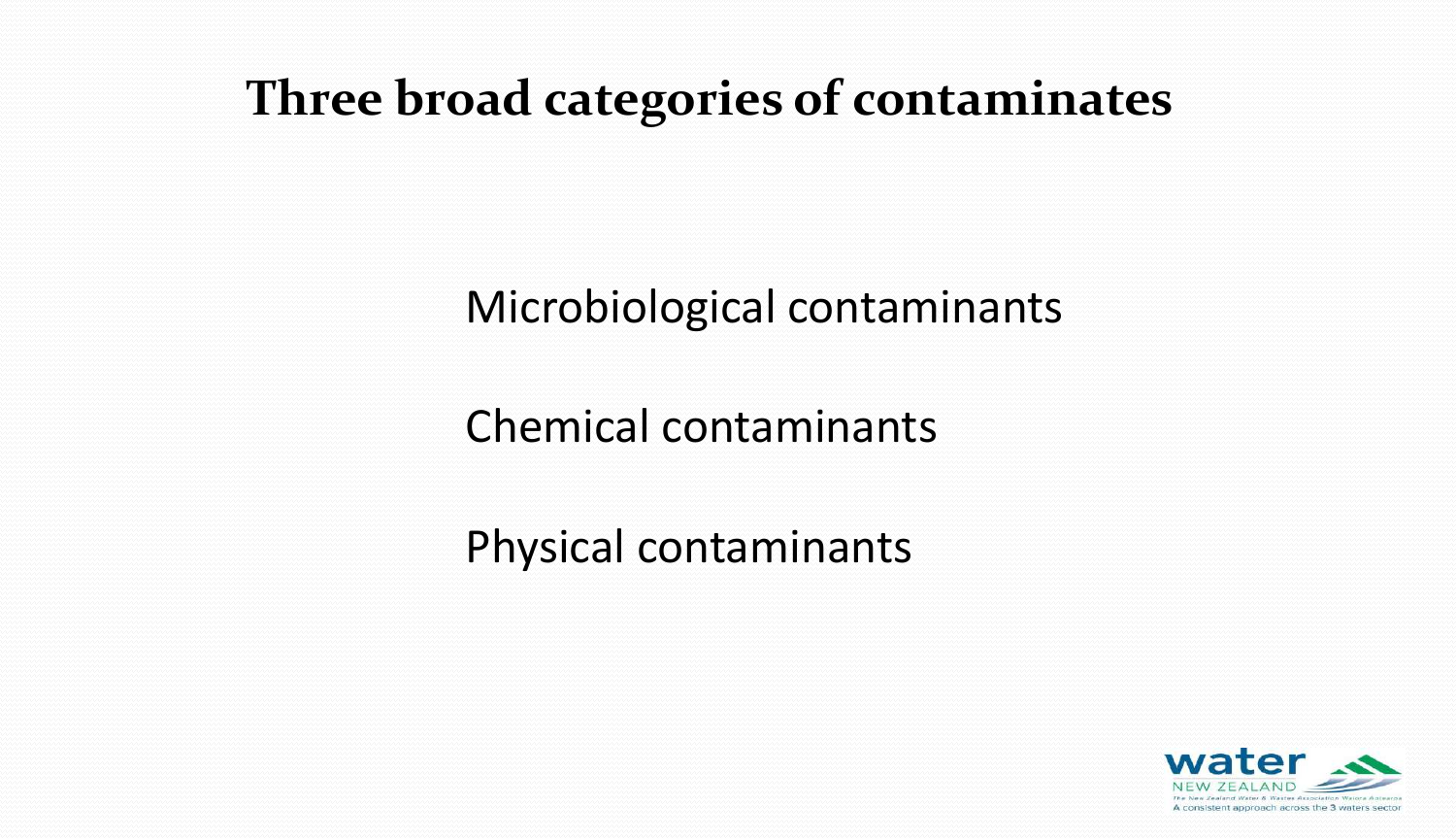# Three broad categories of contaminates

Microbiological contaminants

Chemical contaminants

Physical contaminants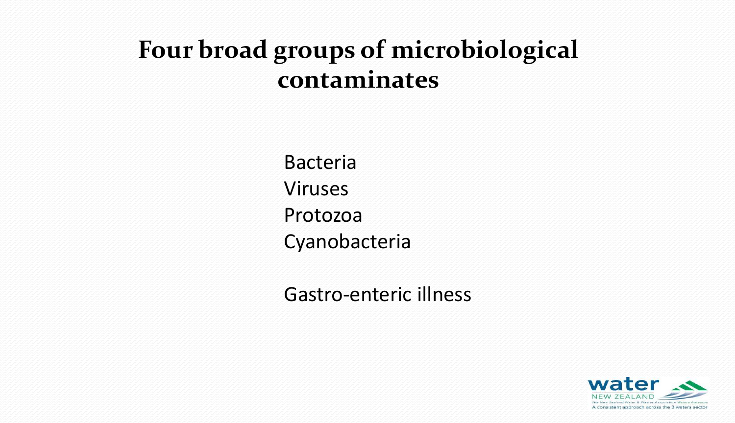# Four broad groups of microbiological contaminates

Bacteria
Viruses
Protozoa
Cyanobacteria

Gastro-enteric illness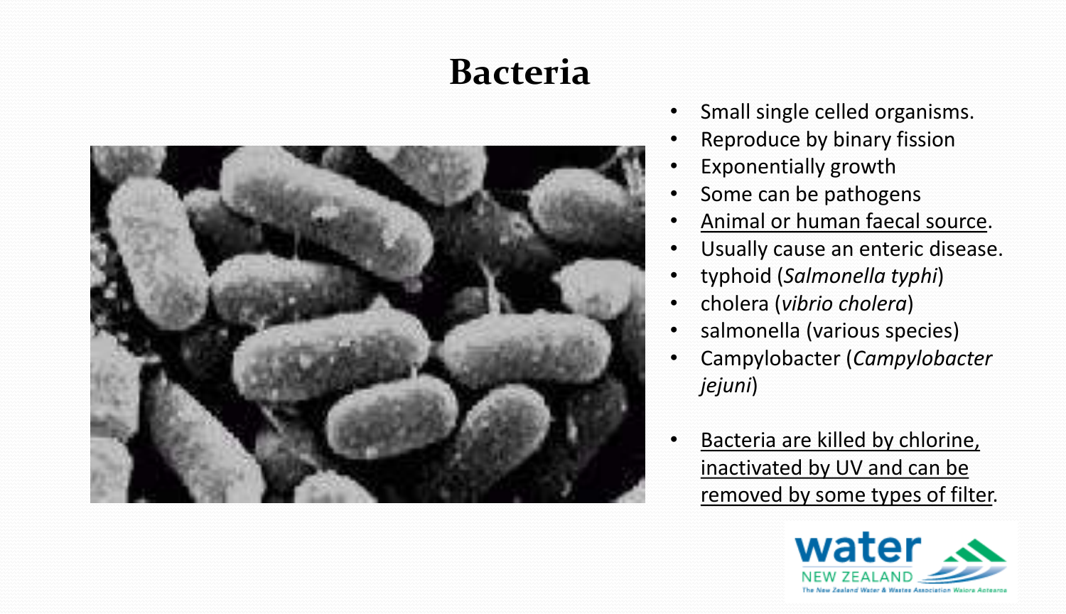# Bacteria

- Small single celled organisms.
- Reproduce by binary fission
- Exponentially growth
- Some can be pathogens
- <u>Animal or human faecal source</u>.
- Usually cause an enteric disease.
- typhoid (*Salmonella typhi*)
- cholera (*vibrio cholera*)
- salmonella (various species)
- Campylobacter (*Campylobacter jejuni*)

- <u>Bacteria are killed by chlorine, inactivated by UV and can be removed by some types of filter</u>.

water NEW ZEALAND
The New Zealand Water & Wastes Association Waiora Aotearoa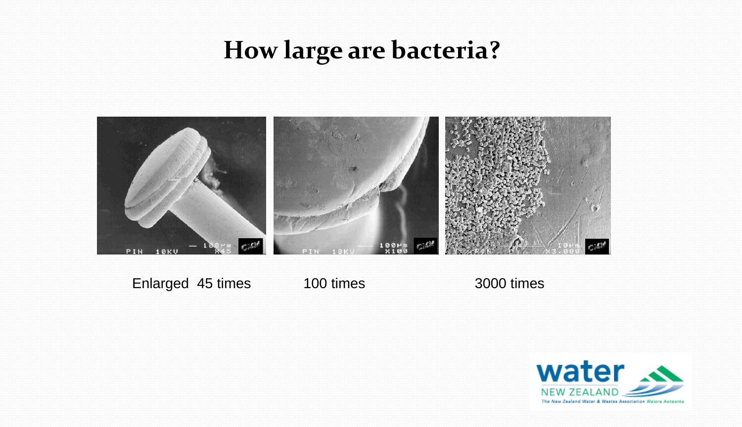# How large are bacteria?

Enlarged 45 times

100 times

3000 times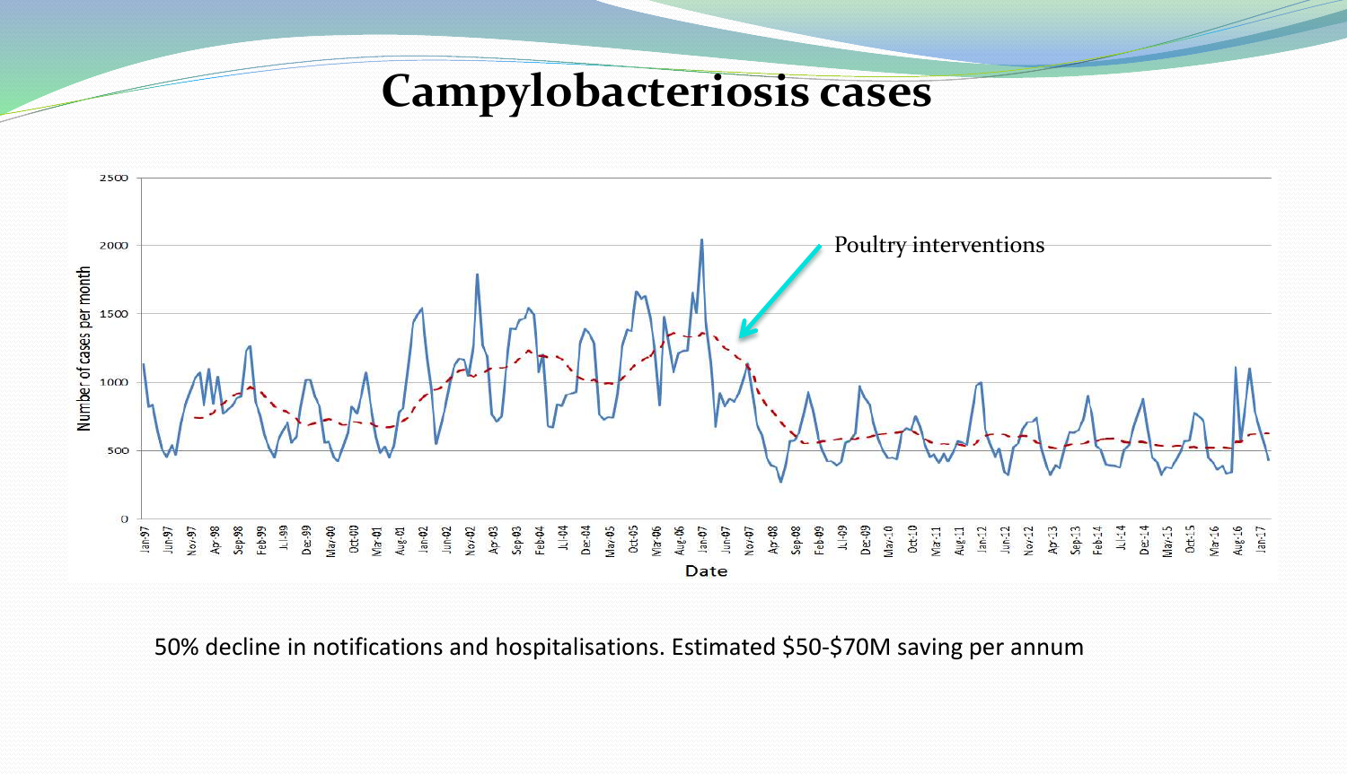# Campylobacteriosis cases

50% decline in notifications and hospitalisations. Estimated $50-$70M saving per annum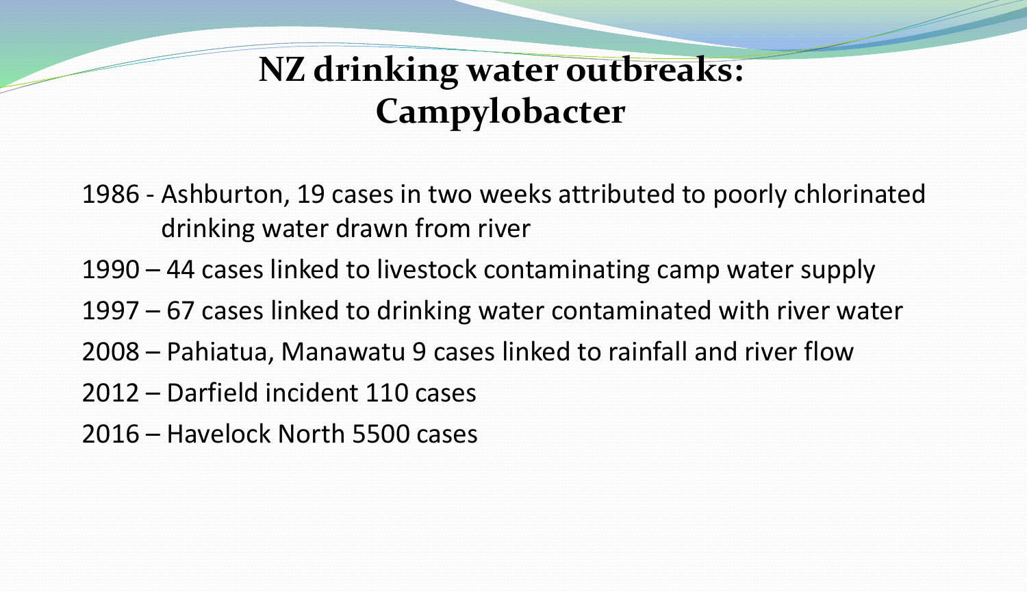# NZ drinking water outbreaks: Campylobacter

1986 - Ashburton, 19 cases in two weeks attributed to poorly chlorinated drinking water drawn from river

1990 – 44 cases linked to livestock contaminating camp water supply

1997 – 67 cases linked to drinking water contaminated with river water

2008 – Pahiatua, Manawatu 9 cases linked to rainfall and river flow

2012 – Darfield incident 110 cases

2016 – Havelock North 5500 cases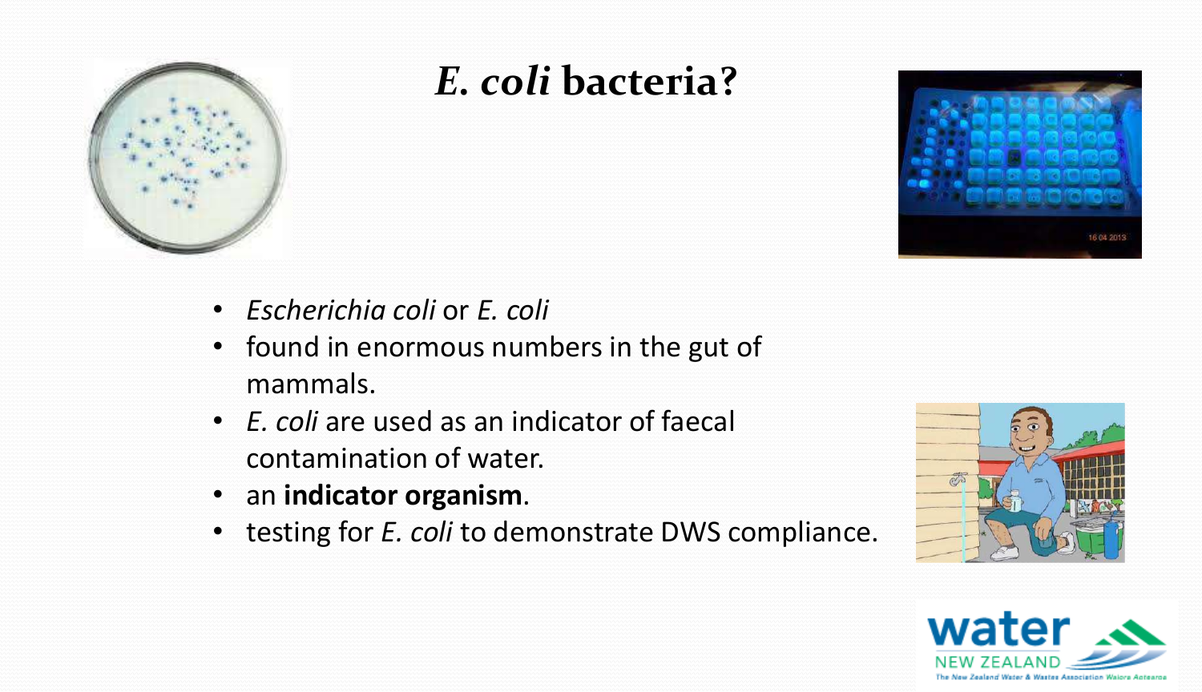# *E. coli* bacteria?

- *Escherichia coli* or *E. coli*
- found in enormous numbers in the gut of mammals.
- *E. coli* are used as an indicator of faecal contamination of water.
- an **indicator organism**.
- testing for *E. coli* to demonstrate DWS compliance.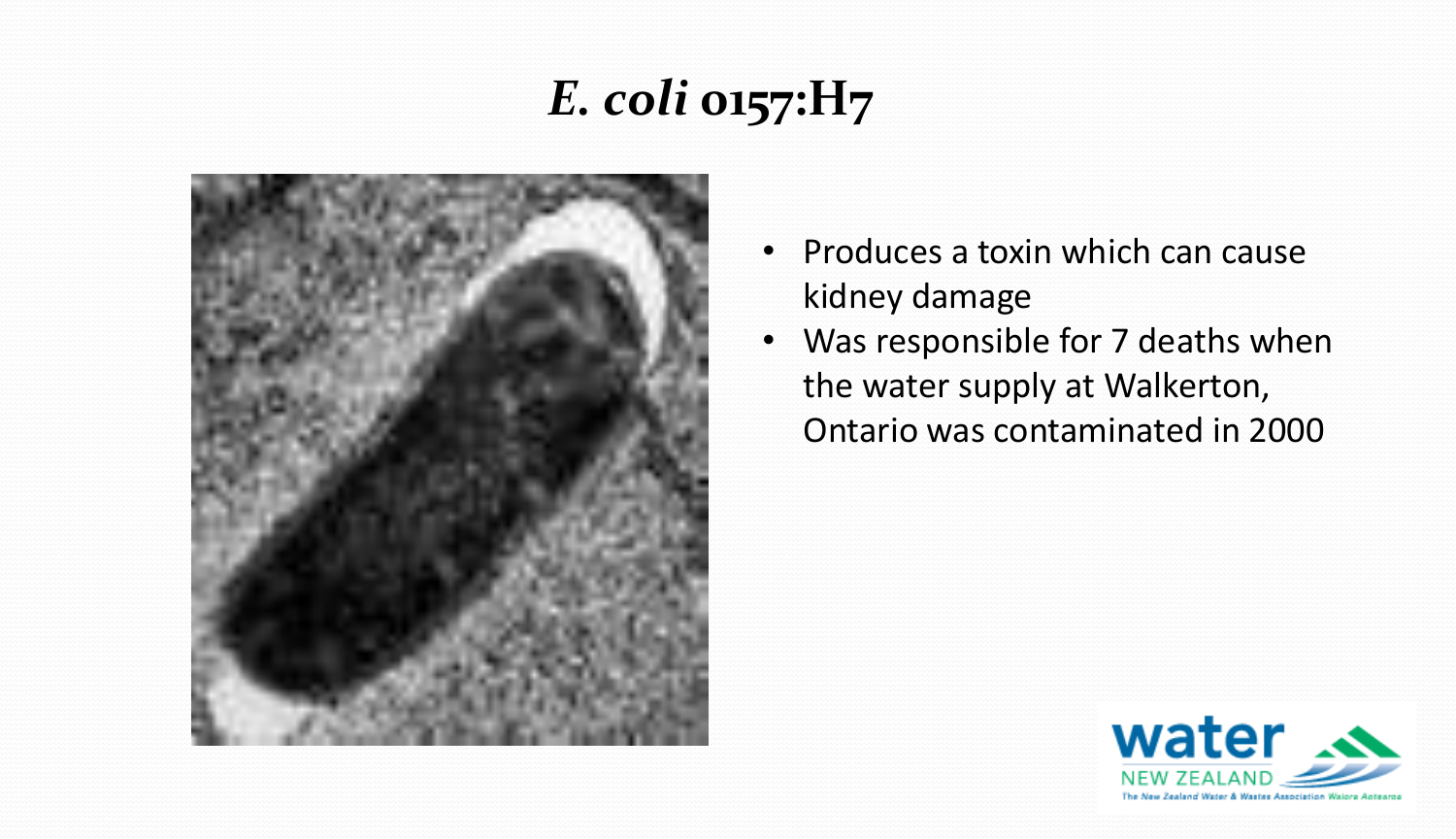# *E. coli* 0157:H7

- Produces a toxin which can cause kidney damage
- Was responsible for 7 deaths when the water supply at Walkerton, Ontario was contaminated in 2000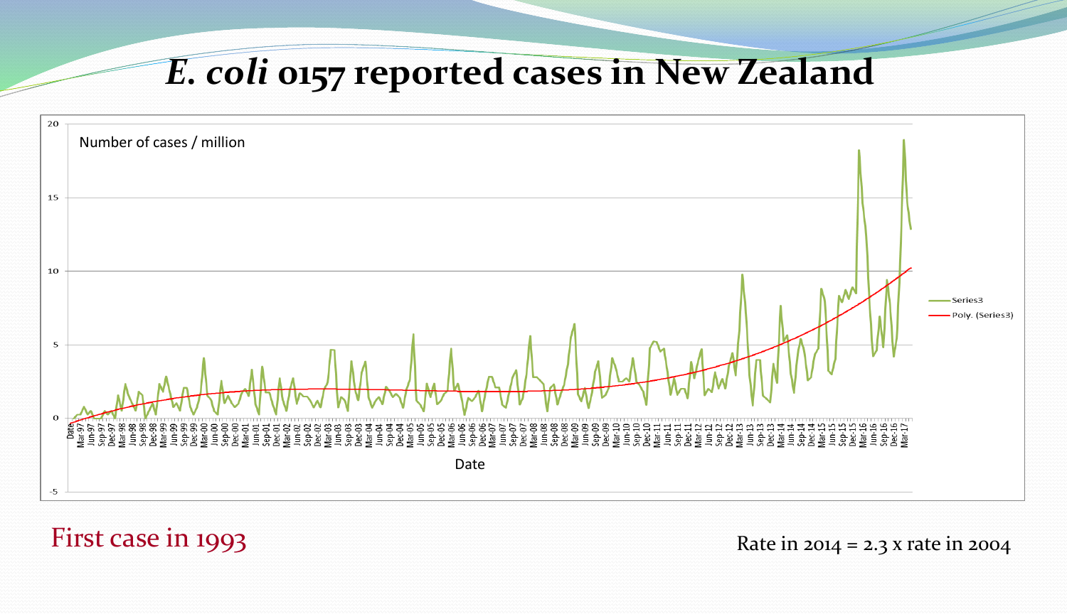# *E. coli* 0157 reported cases in New Zealand

First case in 1993

Rate in 2014 = 2.3 x rate in 2004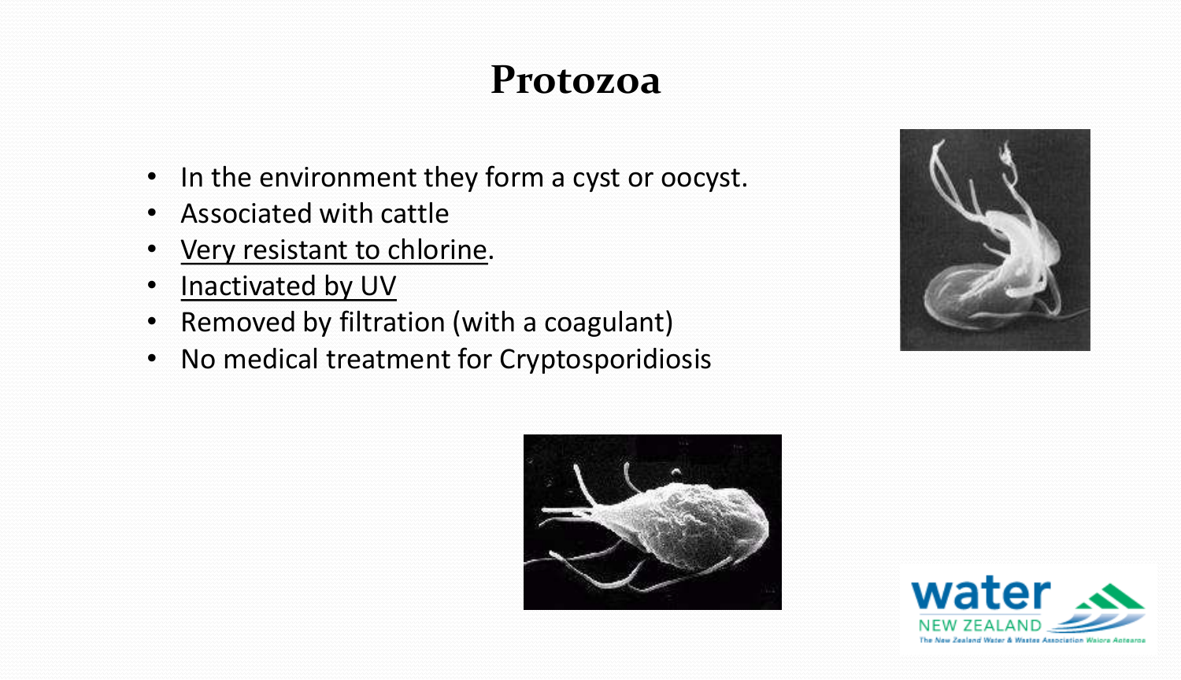# Protozoa

- In the environment they form a cyst or oocyst.
- Associated with cattle
- Very resistant to chlorine.
- Inactivated by UV
- Removed by filtration (with a coagulant)
- No medical treatment for Cryptosporidiosis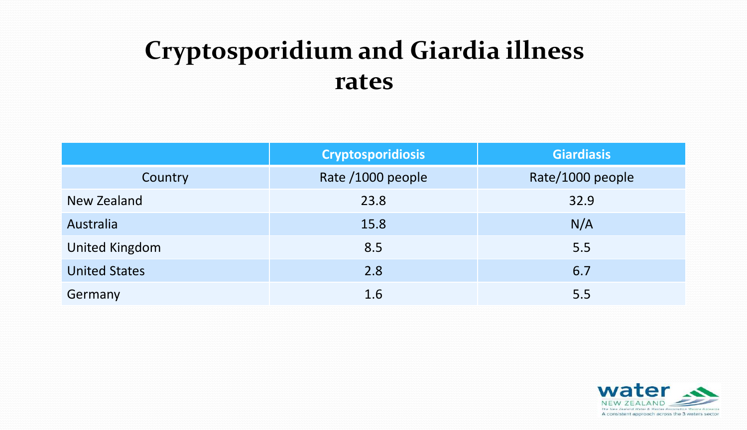# Cryptosporidium and Giardia illness rates

| | Cryptosporidiosis | Giardiasis |
|---|---|---|
| Country | Rate /1000 people | Rate/1000 people |
| New Zealand | 23.8 | 32.9 |
| Australia | 15.8 | N/A |
| United Kingdom | 8.5 | 5.5 |
| United States | 2.8 | 6.7 |
| Germany | 1.6 | 5.5 |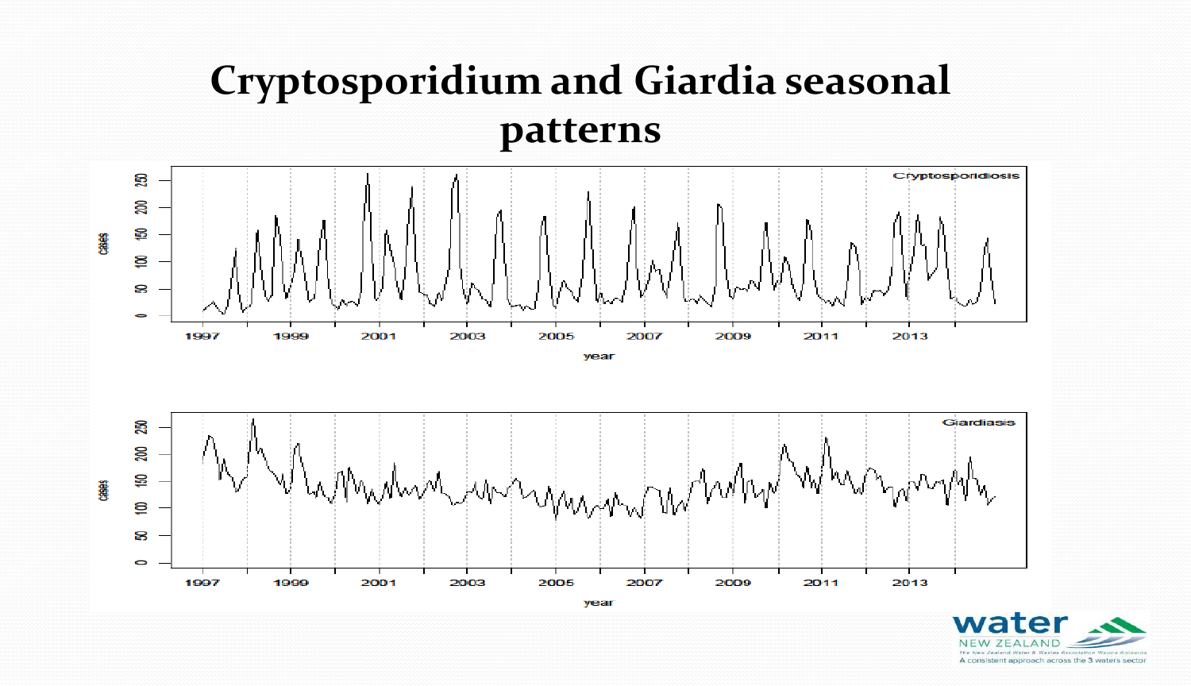# Cryptosporidium and Giardia seasonal patterns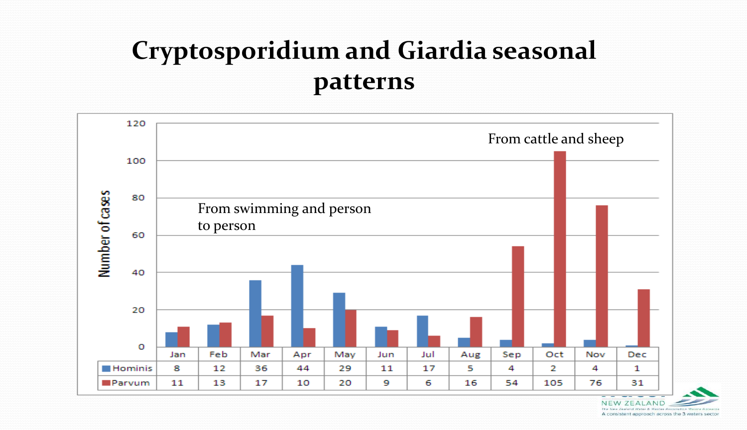# Cryptosporidium and Giardia seasonal patterns

From swimming and person to person

From cattle and sheep

Number of cases

| | Jan | Feb | Mar | Apr | May | Jun | Jul | Aug | Sep | Oct | Nov | Dec |
|---|---|---|---|---|---|---|---|---|---|---|---|---|
| Hominis | 8 | 12 | 36 | 44 | 29 | 11 | 17 | 5 | 4 | 2 | 4 | 1 |
| Parvum | 11 | 13 | 17 | 10 | 20 | 9 | 6 | 16 | 54 | 105 | 76 | 31 |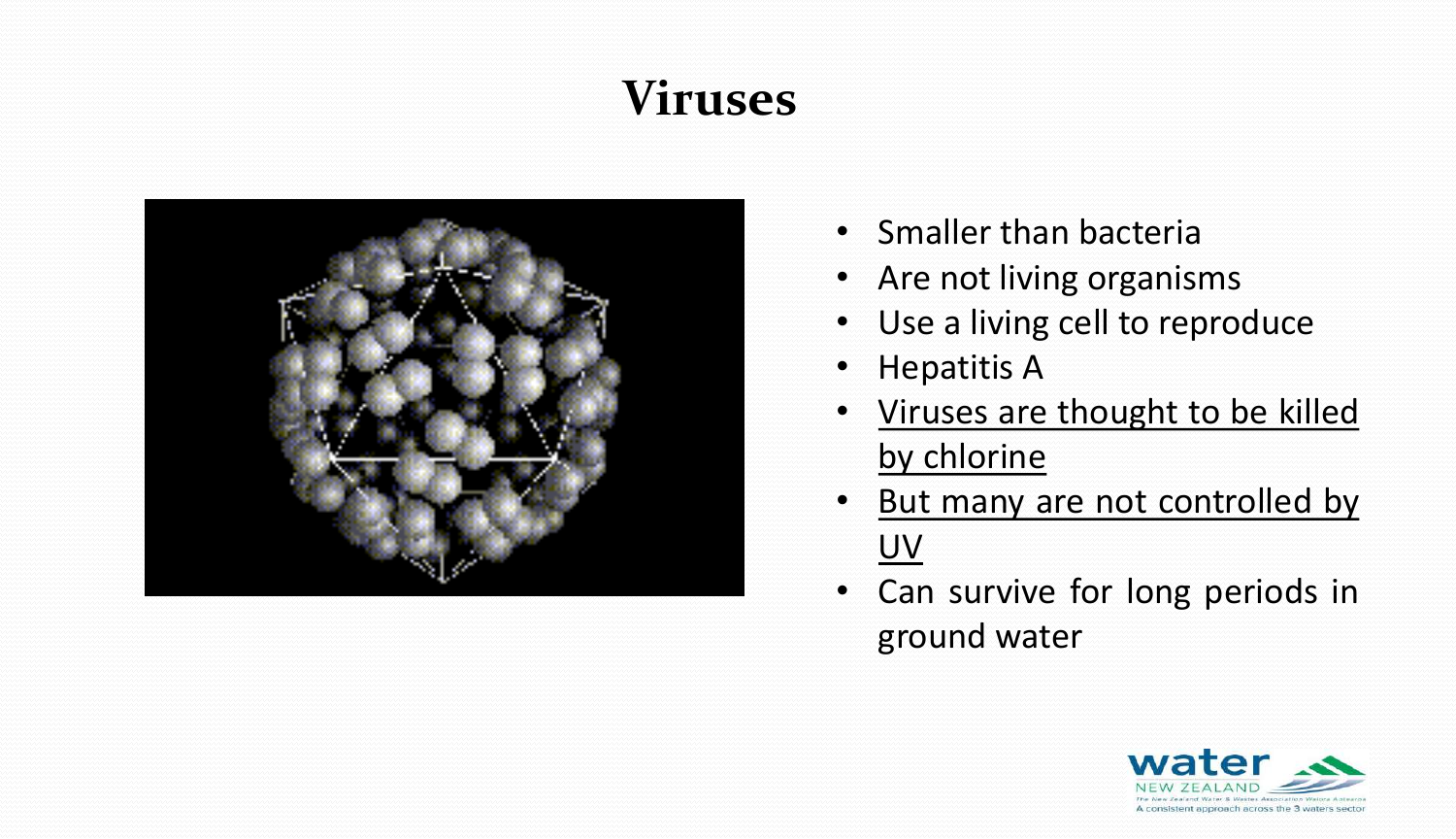# Viruses

- Smaller than bacteria
- Are not living organisms
- Use a living cell to reproduce
- Hepatitis A
- <u>Viruses are thought to be killed by chlorine</u>
- <u>But many are not controlled by UV</u>
- Can survive for long periods in ground water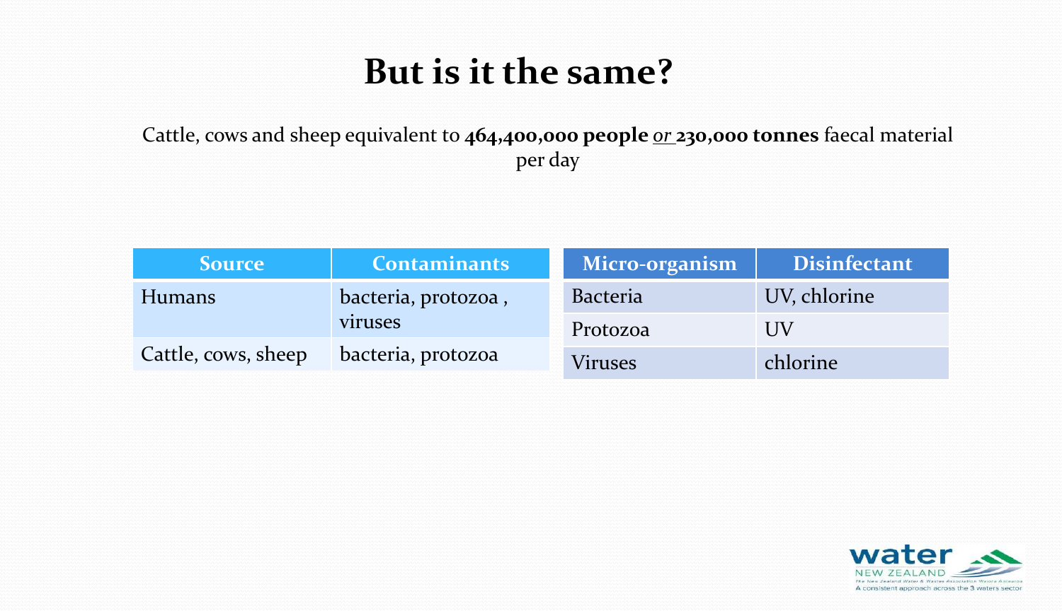# But is it the same?

Cattle, cows and sheep equivalent to **464,400,000 people** *or* **230,000 tonnes** faecal material per day

| Source | Contaminants |
|---|---|
| Humans | bacteria, protozoa , viruses |
| Cattle, cows, sheep | bacteria, protozoa |

| Micro-organism | Disinfectant |
|---|---|
| Bacteria | UV, chlorine |
| Protozoa | UV |
| Viruses | chlorine |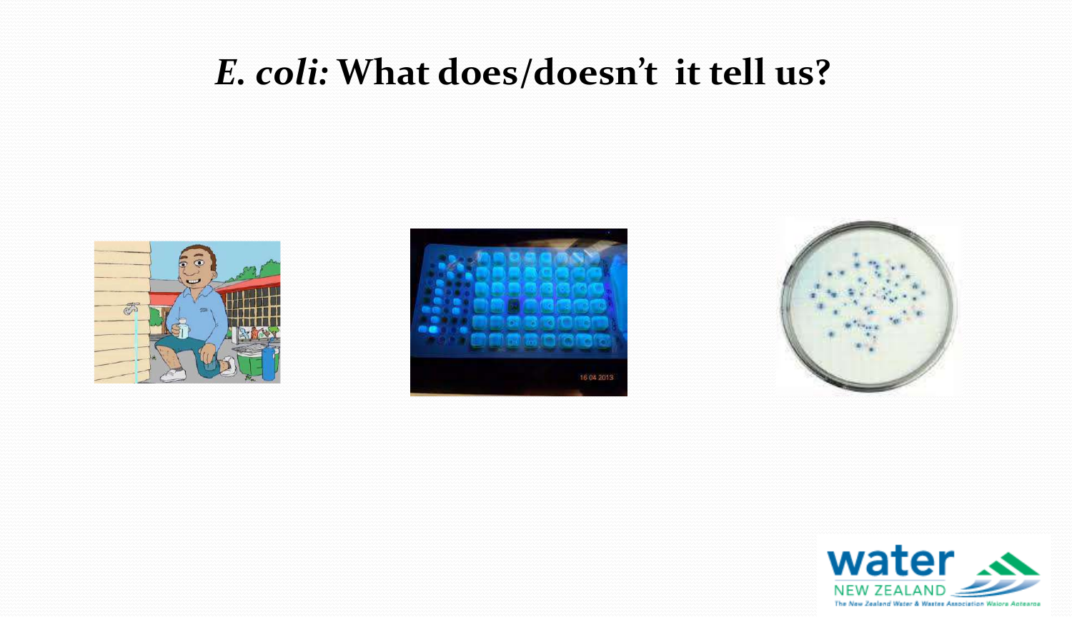# *E. coli:* What does/doesn't it tell us?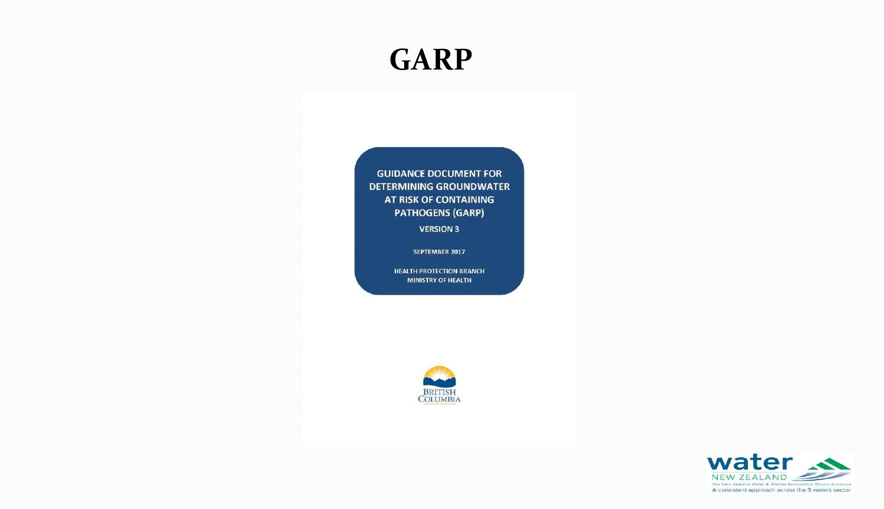# GARP

GUIDANCE DOCUMENT FOR DETERMINING GROUNDWATER AT RISK OF CONTAINING PATHOGENS (GARP)

VERSION 3

SEPTEMBER 2017

HEALTH PROTECTION BRANCH
MINISTRY OF HEALTH

BRITISH COLUMBIA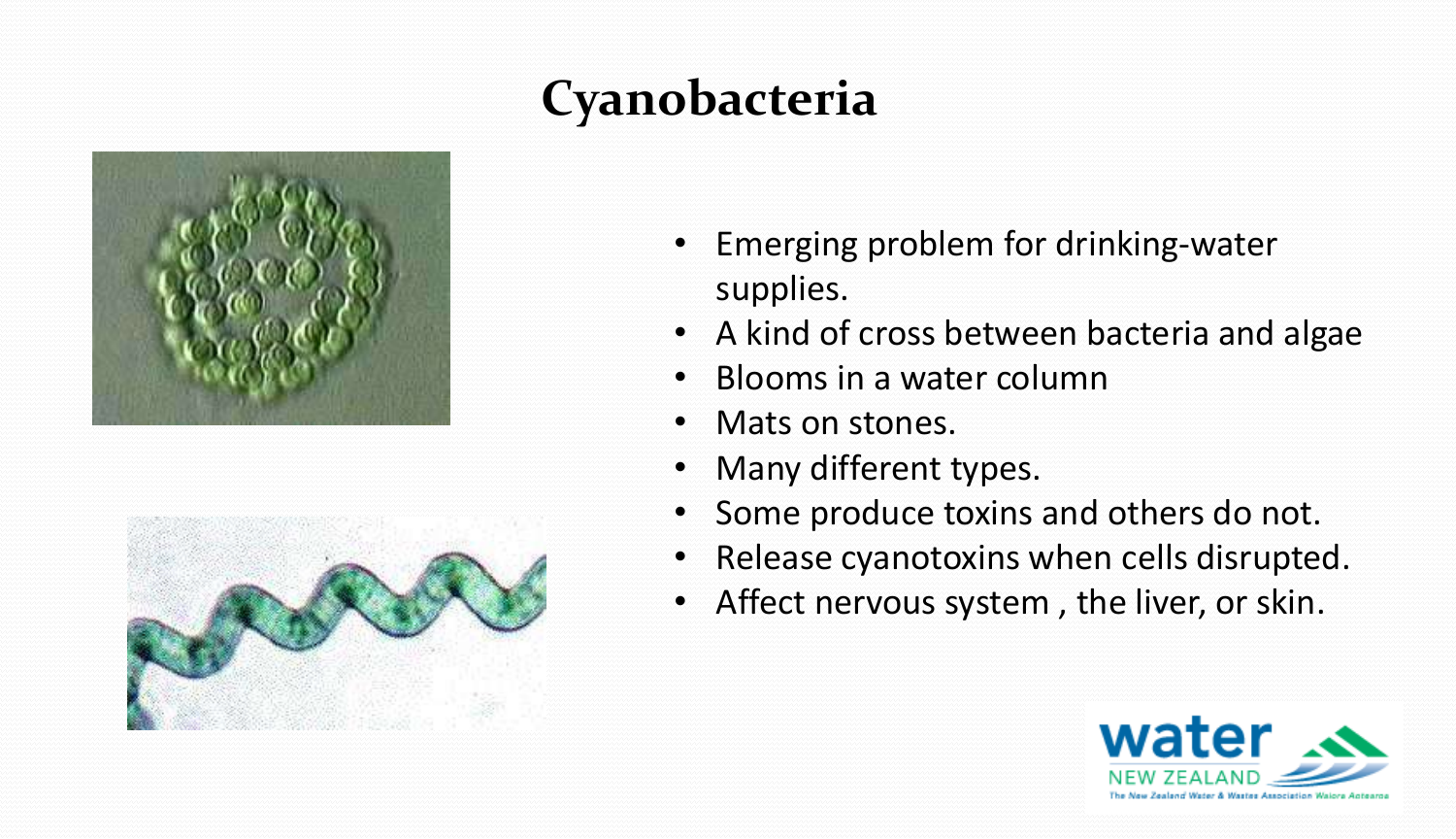# Cyanobacteria

- Emerging problem for drinking-water supplies.
- A kind of cross between bacteria and algae
- Blooms in a water column
- Mats on stones.
- Many different types.
- Some produce toxins and others do not.
- Release cyanotoxins when cells disrupted.
- Affect nervous system , the liver, or skin.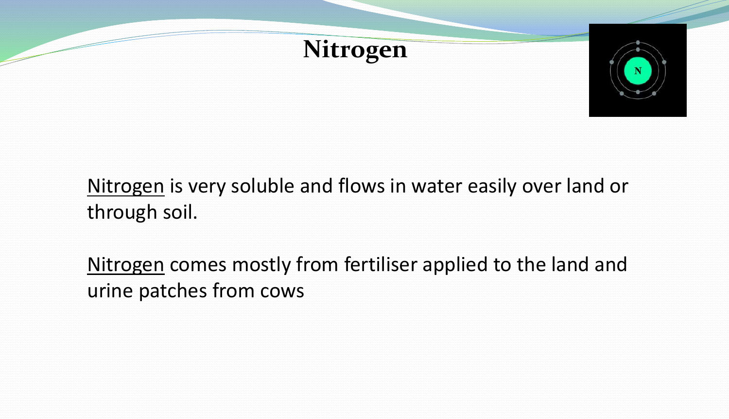# Nitrogen

Nitrogen is very soluble and flows in water easily over land or through soil.

Nitrogen comes mostly from fertiliser applied to the land and urine patches from cows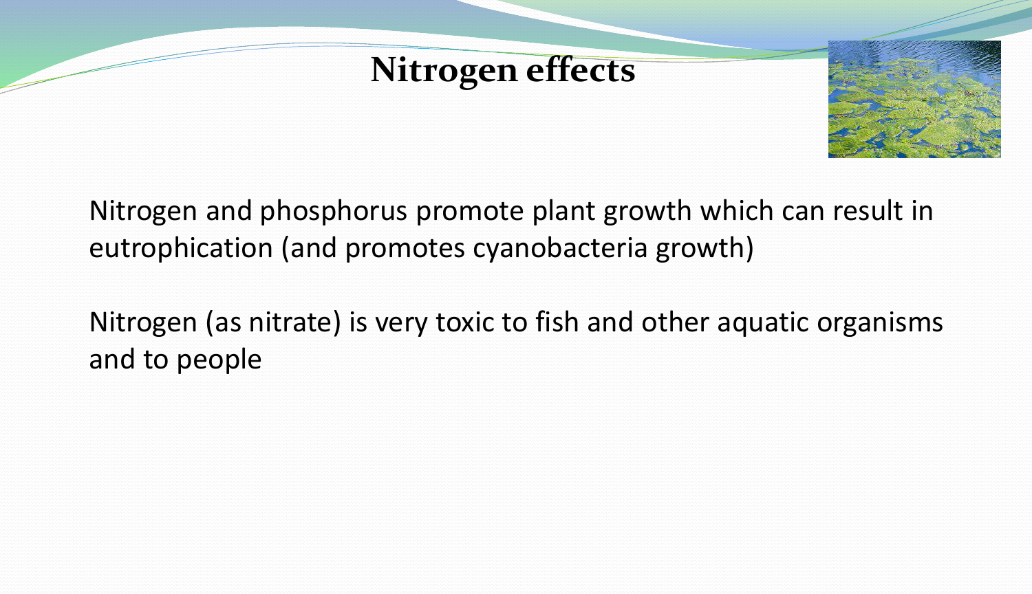# Nitrogen effects

Nitrogen and phosphorus promote plant growth which can result in eutrophication (and promotes cyanobacteria growth)

Nitrogen (as nitrate) is very toxic to fish and other aquatic organisms and to people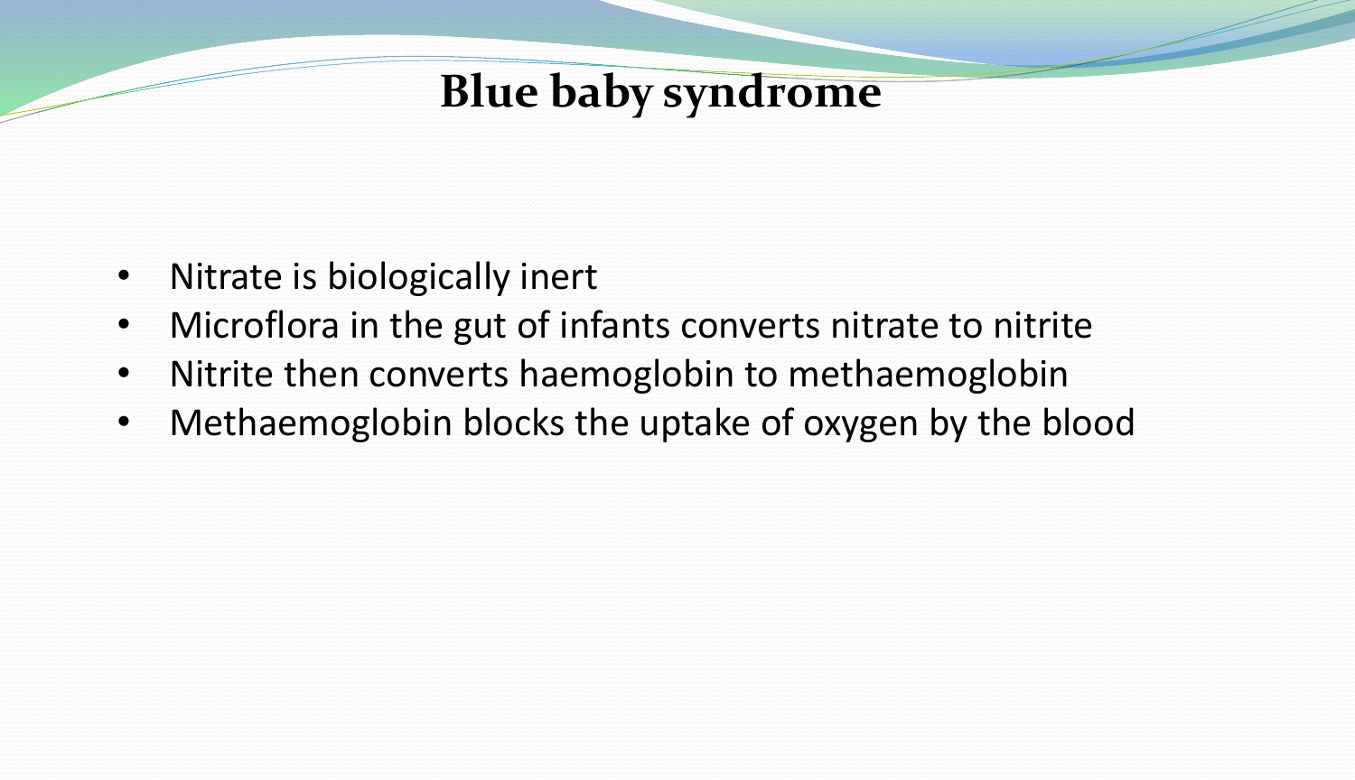# Blue baby syndrome

- Nitrate is biologically inert
- Microflora in the gut of infants converts nitrate to nitrite
- Nitrite then converts haemoglobin to methaemoglobin
- Methaemoglobin blocks the uptake of oxygen by the blood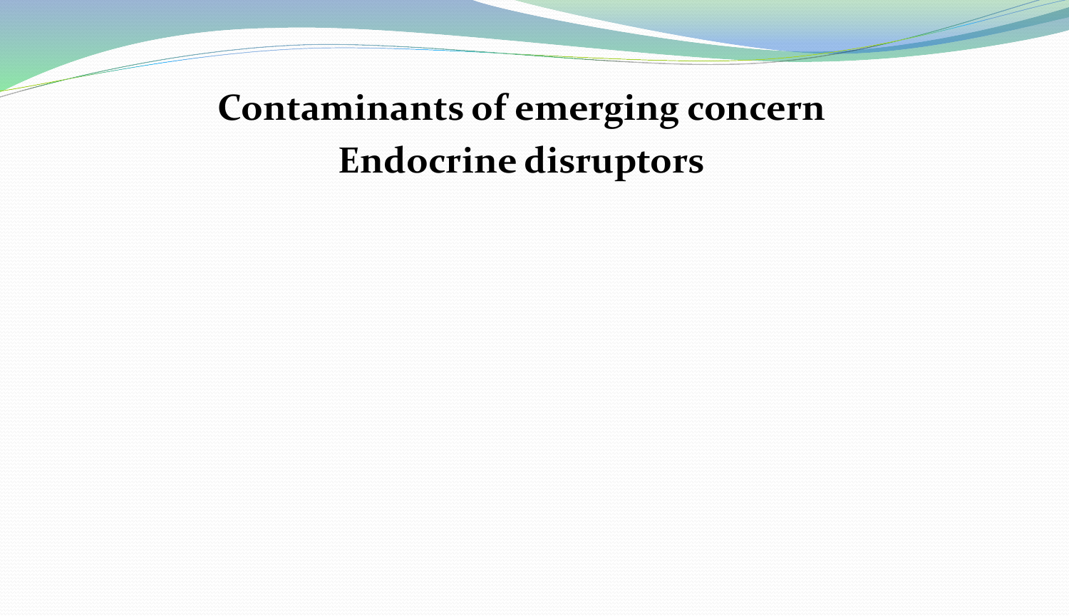# Contaminants of emerging concern

# Endocrine disruptors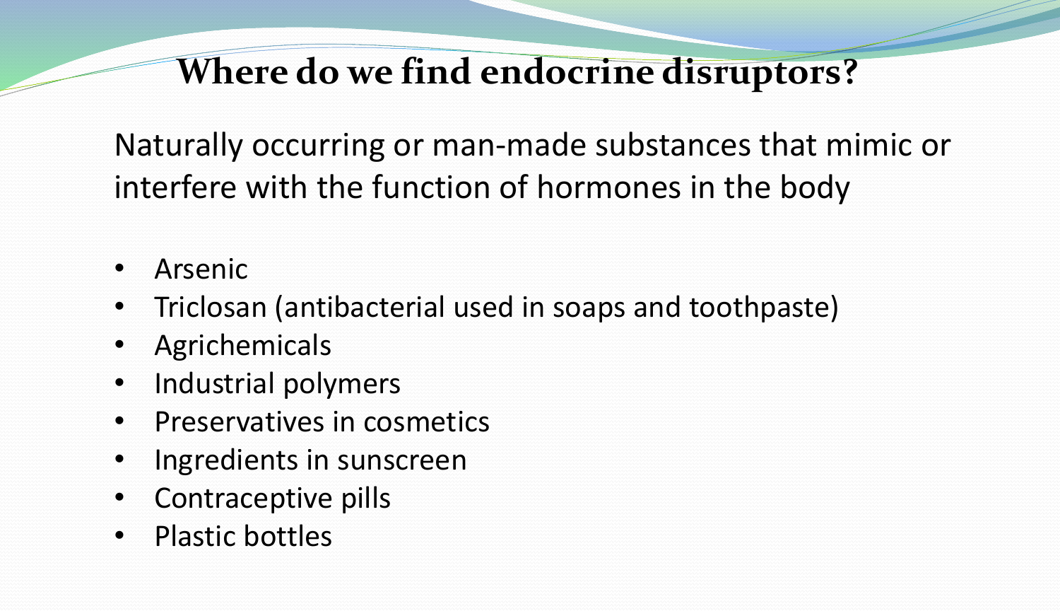# Where do we find endocrine disruptors?

Naturally occurring or man-made substances that mimic or interfere with the function of hormones in the body

- Arsenic
- Triclosan (antibacterial used in soaps and toothpaste)
- Agrichemicals
- Industrial polymers
- Preservatives in cosmetics
- Ingredients in sunscreen
- Contraceptive pills
- Plastic bottles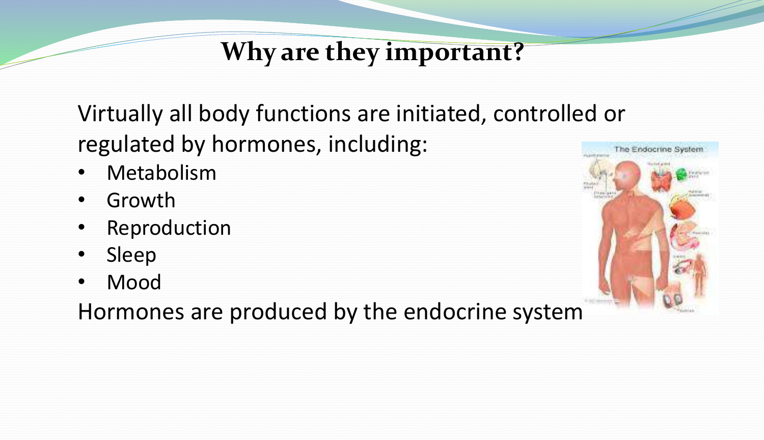# Why are they important?

Virtually all body functions are initiated, controlled or regulated by hormones, including:

- Metabolism
- Growth
- Reproduction
- Sleep
- Mood

Hormones are produced by the endocrine system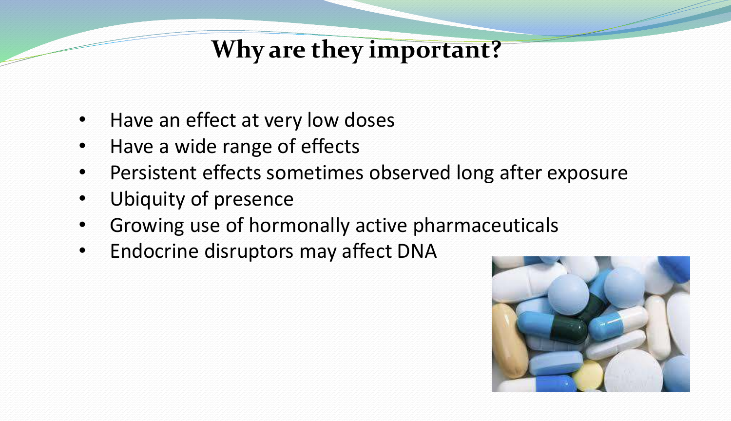# Why are they important?

- Have an effect at very low doses
- Have a wide range of effects
- Persistent effects sometimes observed long after exposure
- Ubiquity of presence
- Growing use of hormonally active pharmaceuticals
- Endocrine disruptors may affect DNA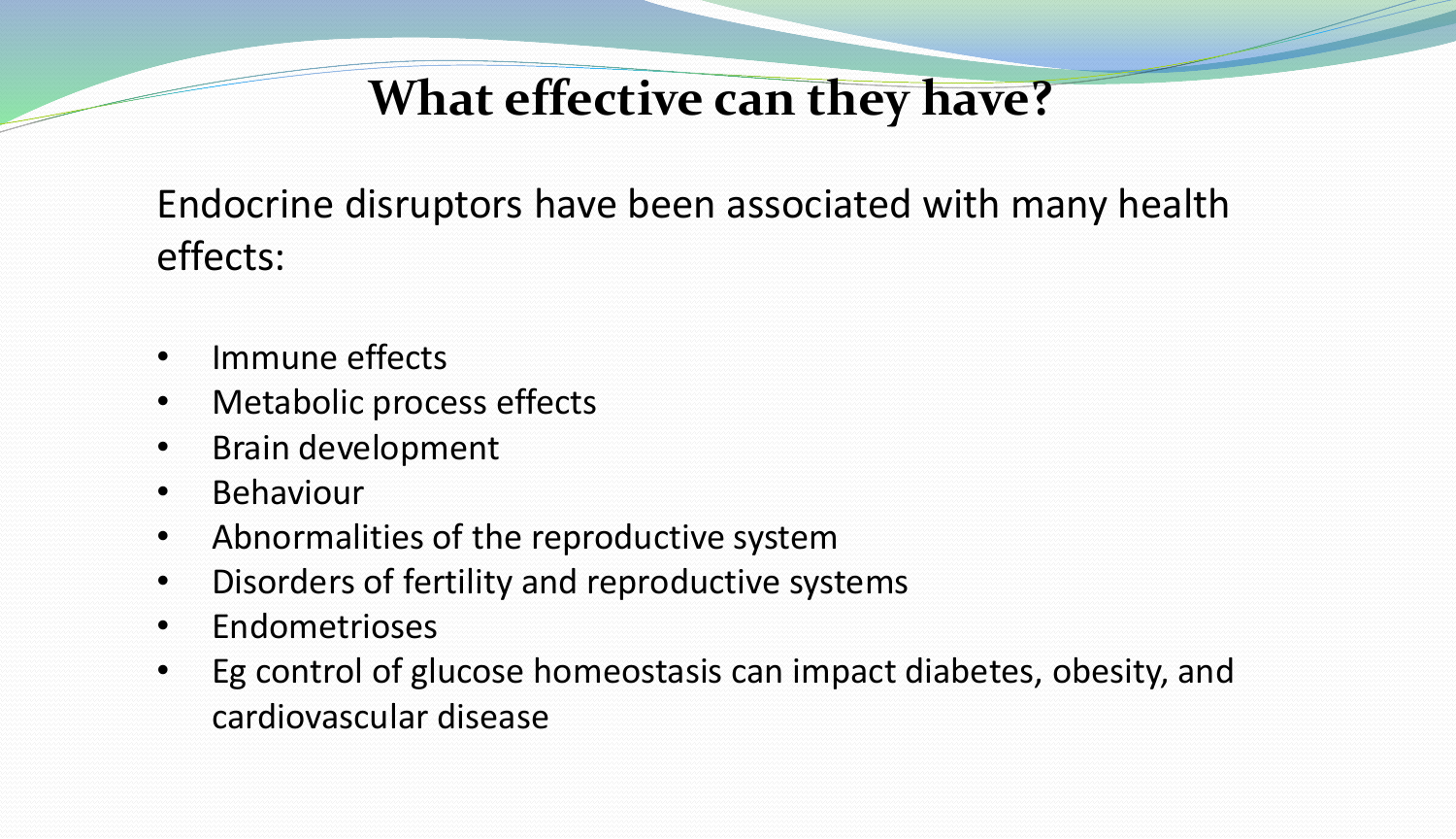# What effective can they have?

Endocrine disruptors have been associated with many health effects:

- Immune effects
- Metabolic process effects
- Brain development
- Behaviour
- Abnormalities of the reproductive system
- Disorders of fertility and reproductive systems
- Endometrioses
- Eg control of glucose homeostasis can impact diabetes, obesity, and cardiovascular disease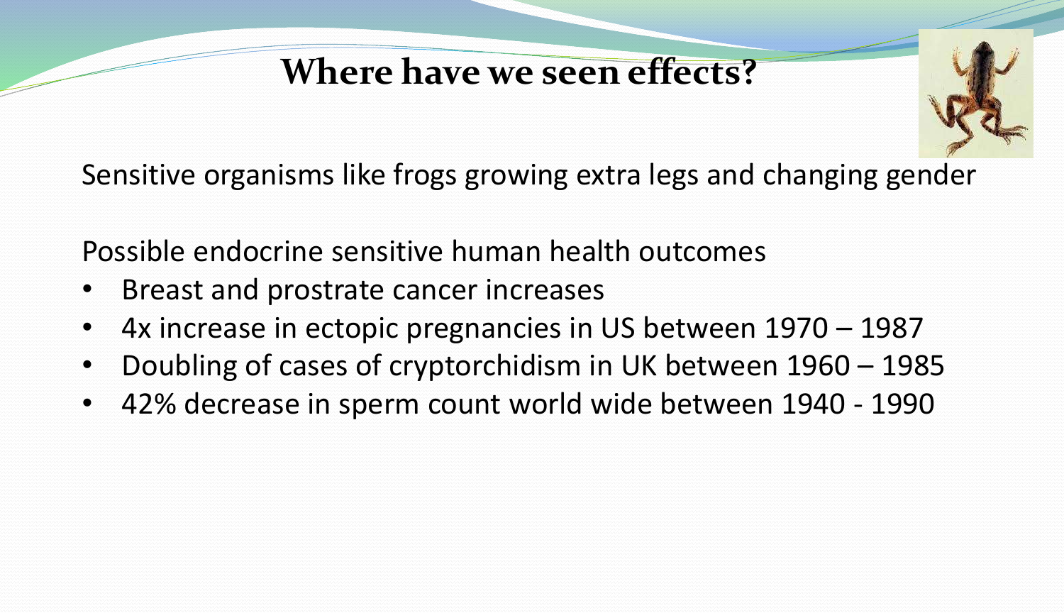# Where have we seen effects?

Sensitive organisms like frogs growing extra legs and changing gender

Possible endocrine sensitive human health outcomes

- Breast and prostrate cancer increases
- 4x increase in ectopic pregnancies in US between 1970 – 1987
- Doubling of cases of cryptorchidism in UK between 1960 – 1985
- 42% decrease in sperm count world wide between 1940 - 1990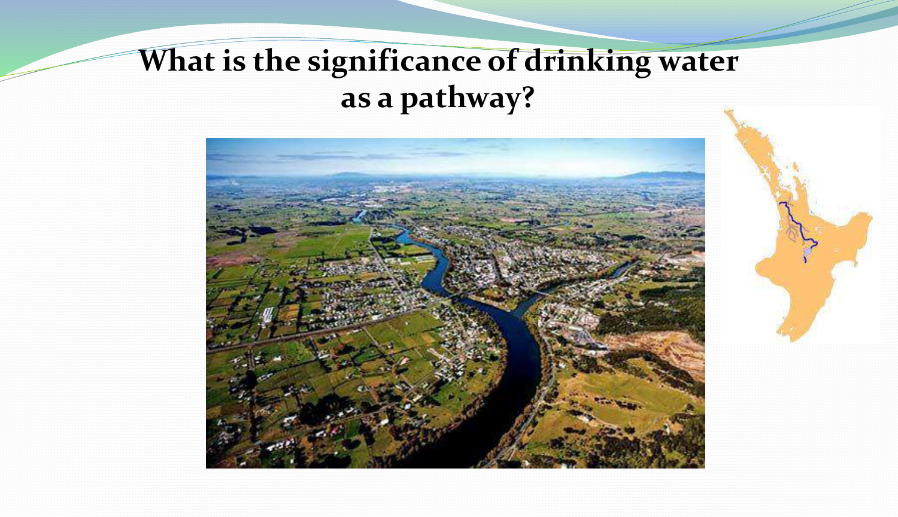# What is the significance of drinking water as a pathway?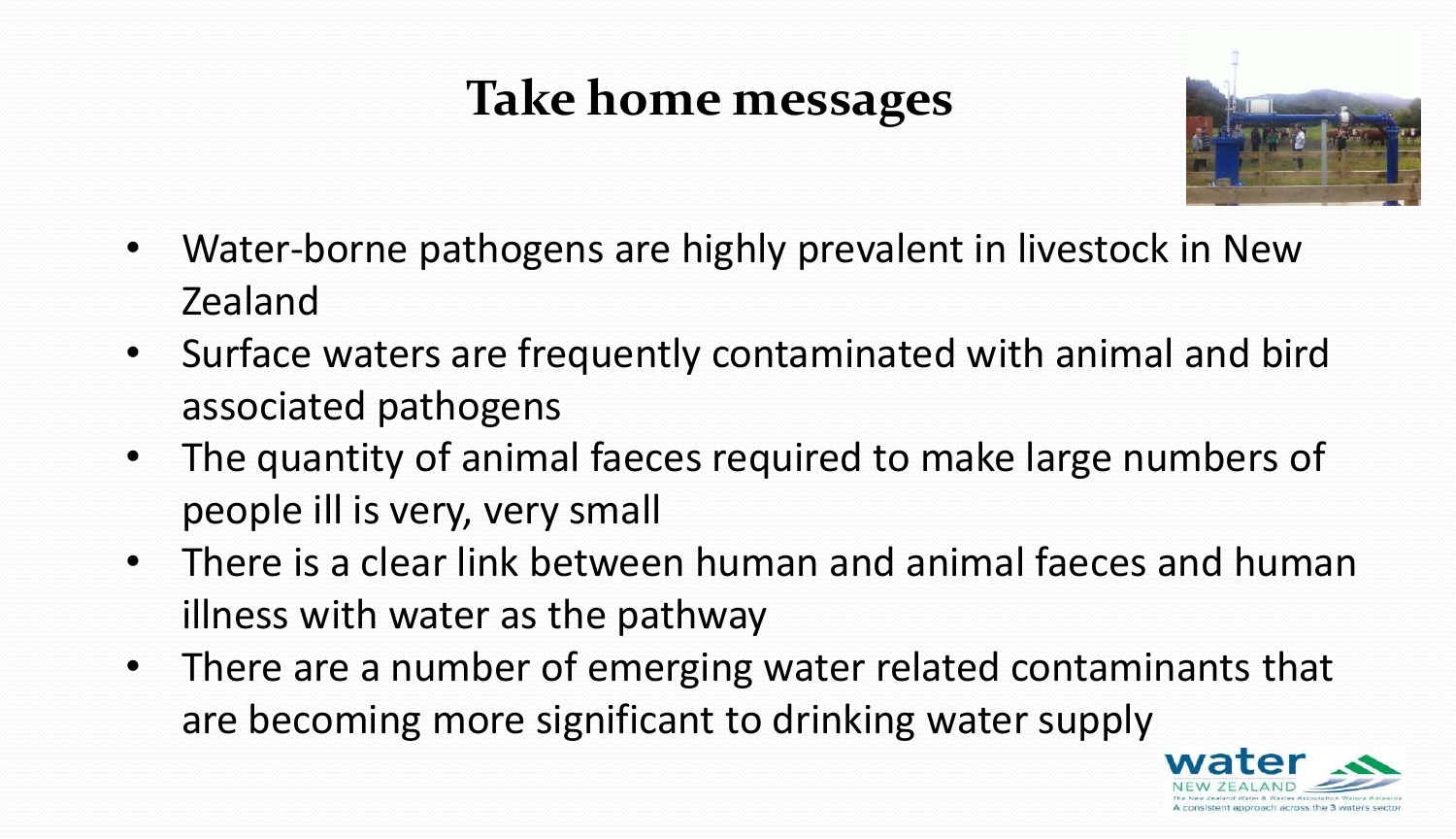# Take home messages

- Water-borne pathogens are highly prevalent in livestock in New Zealand
- Surface waters are frequently contaminated with animal and bird associated pathogens
- The quantity of animal faeces required to make large numbers of people ill is very, very small
- There is a clear link between human and animal faeces and human illness with water as the pathway
- There are a number of emerging water related contaminants that are becoming more significant to drinking water supply